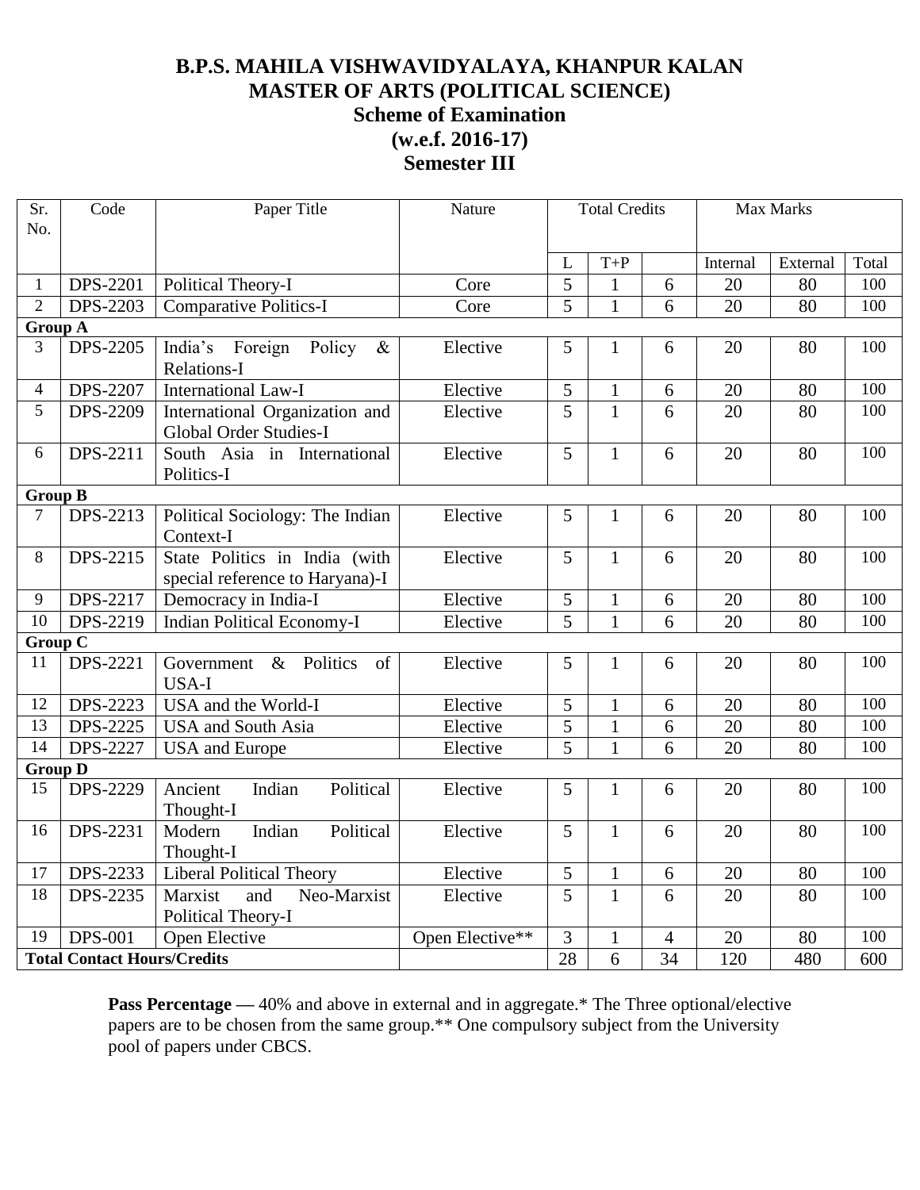# B.P.S. MAHILA VISHWAVIDYALAYA, KHANPUR KALAN
## MASTER OF ARTS (POLITICAL SCIENCE)
## Scheme of Examination
## (w.e.f. 2016-17)
## Semester III

| Sr. No. | Code | Paper Title | Nature | Total Credits | | | Max Marks | | |
|---|---|---|---|---|---|---|---|---|---|
| | | | | L | T+P | | Internal | External | Total |
| 1 | DPS-2201 | Political Theory-I | Core | 5 | 1 | 6 | 20 | 80 | 100 |
| 2 | DPS-2203 | Comparative Politics-I | Core | 5 | 1 | 6 | 20 | 80 | 100 |
| **Group A** | | | | | | | | | |
| 3 | DPS-2205 | India's Foreign Policy & Relations-I | Elective | 5 | 1 | 6 | 20 | 80 | 100 |
| 4 | DPS-2207 | International Law-I | Elective | 5 | 1 | 6 | 20 | 80 | 100 |
| 5 | DPS-2209 | International Organization and Global Order Studies-I | Elective | 5 | 1 | 6 | 20 | 80 | 100 |
| 6 | DPS-2211 | South Asia in International Politics-I | Elective | 5 | 1 | 6 | 20 | 80 | 100 |
| **Group B** | | | | | | | | | |
| 7 | DPS-2213 | Political Sociology: The Indian Context-I | Elective | 5 | 1 | 6 | 20 | 80 | 100 |
| 8 | DPS-2215 | State Politics in India (with special reference to Haryana)-I | Elective | 5 | 1 | 6 | 20 | 80 | 100 |
| 9 | DPS-2217 | Democracy in India-I | Elective | 5 | 1 | 6 | 20 | 80 | 100 |
| 10 | DPS-2219 | Indian Political Economy-I | Elective | 5 | 1 | 6 | 20 | 80 | 100 |
| **Group C** | | | | | | | | | |
| 11 | DPS-2221 | Government & Politics of USA-I | Elective | 5 | 1 | 6 | 20 | 80 | 100 |
| 12 | DPS-2223 | USA and the World-I | Elective | 5 | 1 | 6 | 20 | 80 | 100 |
| 13 | DPS-2225 | USA and South Asia | Elective | 5 | 1 | 6 | 20 | 80 | 100 |
| 14 | DPS-2227 | USA and Europe | Elective | 5 | 1 | 6 | 20 | 80 | 100 |
| **Group D** | | | | | | | | | |
| 15 | DPS-2229 | Ancient Indian Political Thought-I | Elective | 5 | 1 | 6 | 20 | 80 | 100 |
| 16 | DPS-2231 | Modern Indian Political Thought-I | Elective | 5 | 1 | 6 | 20 | 80 | 100 |
| 17 | DPS-2233 | Liberal Political Theory | Elective | 5 | 1 | 6 | 20 | 80 | 100 |
| 18 | DPS-2235 | Marxist and Neo-Marxist Political Theory-I | Elective | 5 | 1 | 6 | 20 | 80 | 100 |
| 19 | DPS-001 | Open Elective | Open Elective** | 3 | 1 | 4 | 20 | 80 | 100 |
| **Total Contact Hours/Credits** | | | | 28 | 6 | 34 | 120 | 480 | 600 |

**Pass Percentage —** 40% and above in external and in aggregate.* The Three optional/elective papers are to be chosen from the same group.** One compulsory subject from the University pool of papers under CBCS.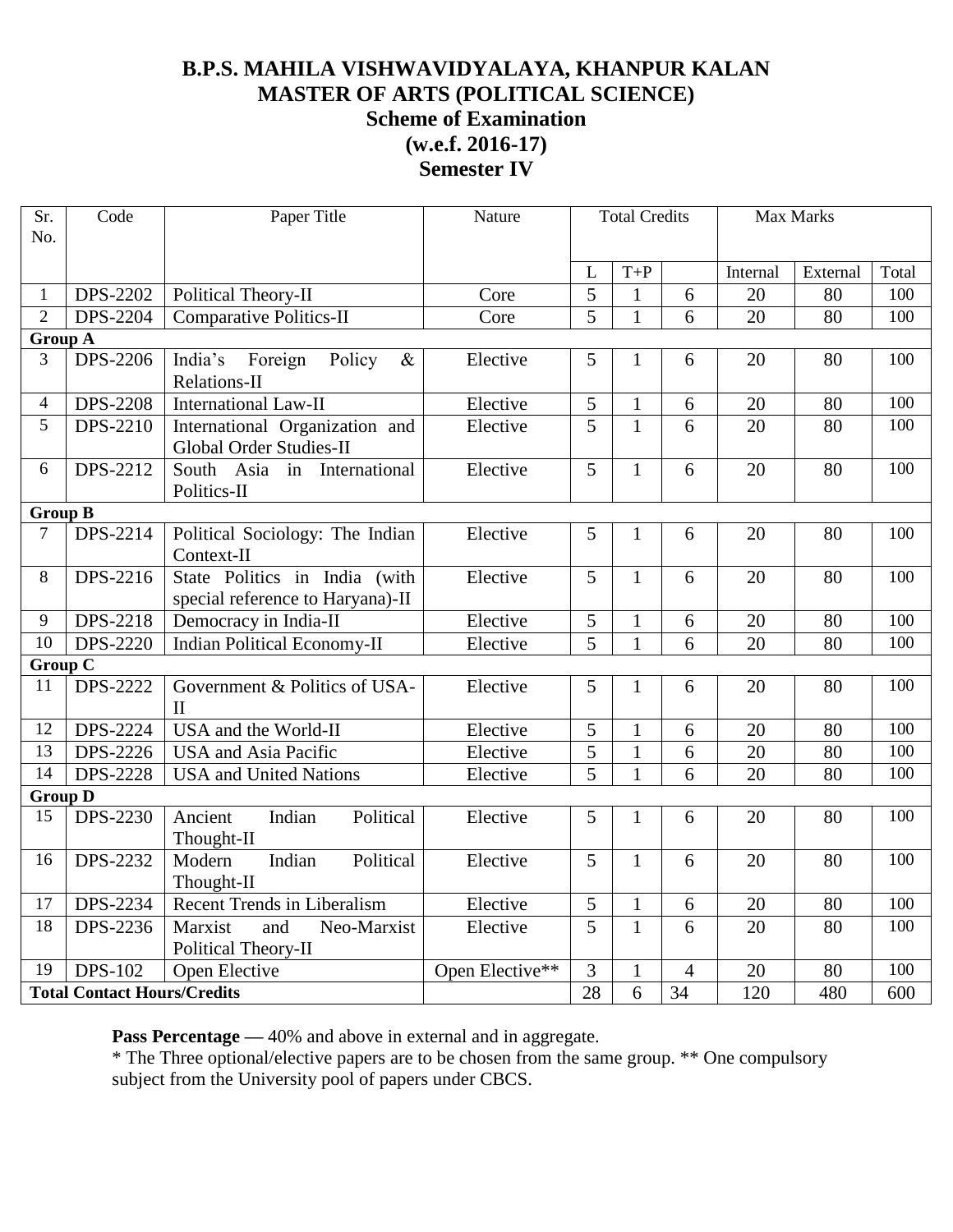# B.P.S. MAHILA VISHWAVIDYALAYA, KHANPUR KALAN
## MASTER OF ARTS (POLITICAL SCIENCE)
## Scheme of Examination
## (w.e.f. 2016-17)
## Semester IV

| Sr. No. | Code | Paper Title | Nature | Total Credits | | | Max Marks | | |
|---|---|---|---|---|---|---|---|---|---|
| | | | | L | T+P | | Internal | External | Total |
| 1 | DPS-2202 | Political Theory-II | Core | 5 | 1 | 6 | 20 | 80 | 100 |
| 2 | DPS-2204 | Comparative Politics-II | Core | 5 | 1 | 6 | 20 | 80 | 100 |
| **Group A** | | | | | | | | | |
| 3 | DPS-2206 | India's Foreign Policy & Relations-II | Elective | 5 | 1 | 6 | 20 | 80 | 100 |
| 4 | DPS-2208 | International Law-II | Elective | 5 | 1 | 6 | 20 | 80 | 100 |
| 5 | DPS-2210 | International Organization and Global Order Studies-II | Elective | 5 | 1 | 6 | 20 | 80 | 100 |
| 6 | DPS-2212 | South Asia in International Politics-II | Elective | 5 | 1 | 6 | 20 | 80 | 100 |
| **Group B** | | | | | | | | | |
| 7 | DPS-2214 | Political Sociology: The Indian Context-II | Elective | 5 | 1 | 6 | 20 | 80 | 100 |
| 8 | DPS-2216 | State Politics in India (with special reference to Haryana)-II | Elective | 5 | 1 | 6 | 20 | 80 | 100 |
| 9 | DPS-2218 | Democracy in India-II | Elective | 5 | 1 | 6 | 20 | 80 | 100 |
| 10 | DPS-2220 | Indian Political Economy-II | Elective | 5 | 1 | 6 | 20 | 80 | 100 |
| **Group C** | | | | | | | | | |
| 11 | DPS-2222 | Government & Politics of USA-II | Elective | 5 | 1 | 6 | 20 | 80 | 100 |
| 12 | DPS-2224 | USA and the World-II | Elective | 5 | 1 | 6 | 20 | 80 | 100 |
| 13 | DPS-2226 | USA and Asia Pacific | Elective | 5 | 1 | 6 | 20 | 80 | 100 |
| 14 | DPS-2228 | USA and United Nations | Elective | 5 | 1 | 6 | 20 | 80 | 100 |
| **Group D** | | | | | | | | | |
| 15 | DPS-2230 | Ancient Indian Political Thought-II | Elective | 5 | 1 | 6 | 20 | 80 | 100 |
| 16 | DPS-2232 | Modern Indian Political Thought-II | Elective | 5 | 1 | 6 | 20 | 80 | 100 |
| 17 | DPS-2234 | Recent Trends in Liberalism | Elective | 5 | 1 | 6 | 20 | 80 | 100 |
| 18 | DPS-2236 | Marxist and Neo-Marxist Political Theory-II | Elective | 5 | 1 | 6 | 20 | 80 | 100 |
| 19 | DPS-102 | Open Elective | Open Elective** | 3 | 1 | 4 | 20 | 80 | 100 |
| **Total Contact Hours/Credits** | | | | 28 | 6 | 34 | 120 | 480 | 600 |

**Pass Percentage —** 40% and above in external and in aggregate.

* The Three optional/elective papers are to be chosen from the same group. ** One compulsory subject from the University pool of papers under CBCS.